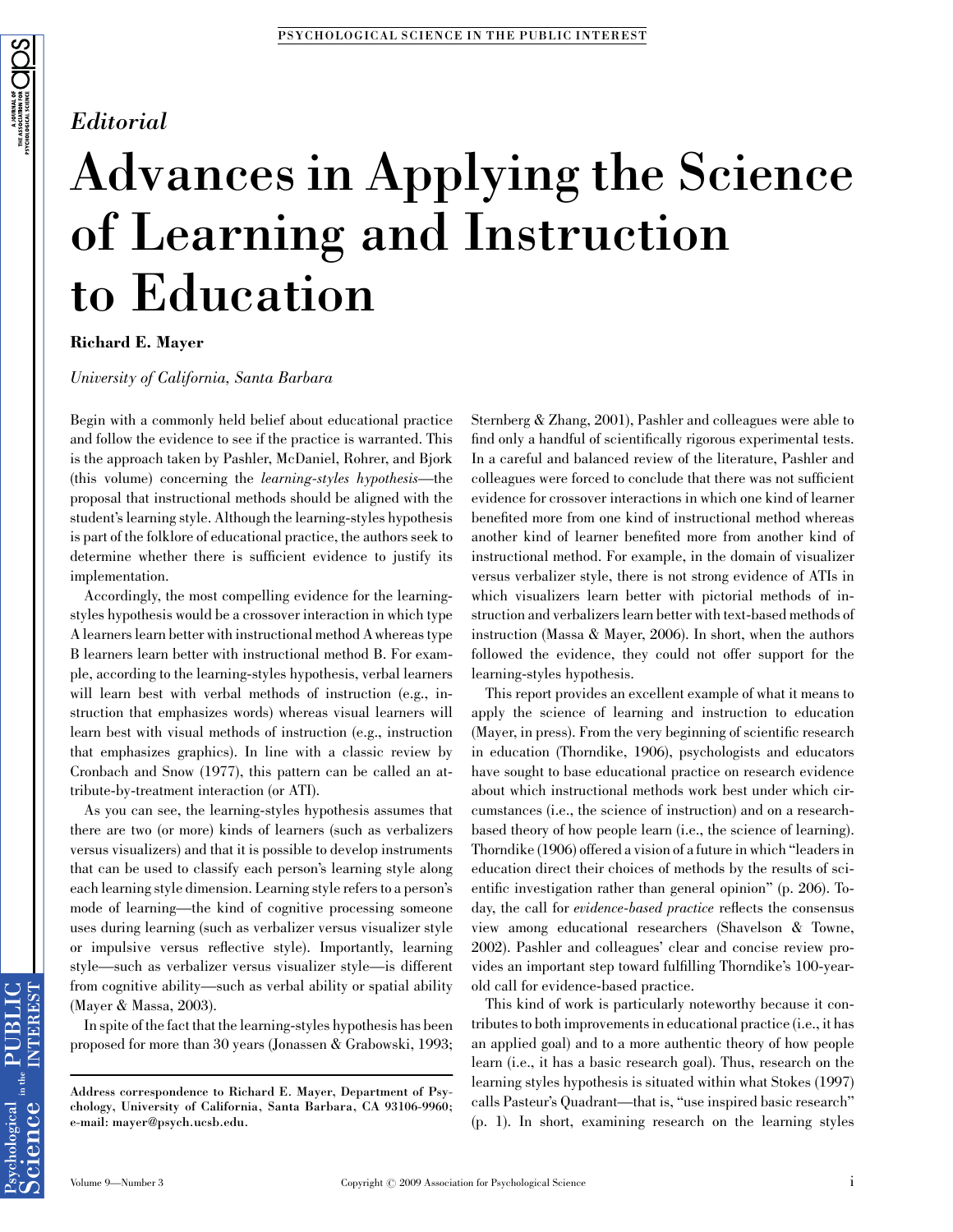*Editorial*

# Advances in Applying the Science of Learning and Instruction to Education

**Richard E. Mayer**

*University of California, Santa Barbara*

Begin with a commonly held belief about educational practice and follow the evidence to see if the practice is warranted. This is the approach taken by Pashler, McDaniel, Rohrer, and Bjork (this volume) concerning the *learning-styles hypothesis*—the proposal that instructional methods should be aligned with the student's learning style. Although the learning-styles hypothesis is part of the folklore of educational practice, the authors seek to determine whether there is sufficient evidence to justify its implementation.

Accordingly, the most compelling evidence for the learning-styles hypothesis would be a crossover interaction in which type A learners learn better with instructional method A whereas type B learners learn better with instructional method B. For example, according to the learning-styles hypothesis, verbal learners will learn best with verbal methods of instruction (e.g., instruction that emphasizes words) whereas visual learners will learn best with visual methods of instruction (e.g., instruction that emphasizes graphics). In line with a classic review by Cronbach and Snow (1977), this pattern can be called an attribute-by-treatment interaction (or ATI).

As you can see, the learning-styles hypothesis assumes that there are two (or more) kinds of learners (such as verbalizers versus visualizers) and that it is possible to develop instruments that can be used to classify each person's learning style along each learning style dimension. Learning style refers to a person's mode of learning—the kind of cognitive processing someone uses during learning (such as verbalizer versus visualizer style or impulsive versus reflective style). Importantly, learning style—such as verbalizer versus visualizer style—is different from cognitive ability—such as verbal ability or spatial ability (Mayer & Massa, 2003).

In spite of the fact that the learning-styles hypothesis has been proposed for more than 30 years (Jonassen & Grabowski, 1993; Sternberg & Zhang, 2001), Pashler and colleagues were able to find only a handful of scientifically rigorous experimental tests. In a careful and balanced review of the literature, Pashler and colleagues were forced to conclude that there was not sufficient evidence for crossover interactions in which one kind of learner benefited more from one kind of instructional method whereas another kind of learner benefited more from another kind of instructional method. For example, in the domain of visualizer versus verbalizer style, there is not strong evidence of ATIs in which visualizers learn better with pictorial methods of instruction and verbalizers learn better with text-based methods of instruction (Massa & Mayer, 2006). In short, when the authors followed the evidence, they could not offer support for the learning-styles hypothesis.

This report provides an excellent example of what it means to apply the science of learning and instruction to education (Mayer, in press). From the very beginning of scientific research in education (Thorndike, 1906), psychologists and educators have sought to base educational practice on research evidence about which instructional methods work best under which circumstances (i.e., the science of instruction) and on a research-based theory of how people learn (i.e., the science of learning). Thorndike (1906) offered a vision of a future in which "leaders in education direct their choices of methods by the results of scientific investigation rather than general opinion" (p. 206). Today, the call for *evidence-based practice* reflects the consensus view among educational researchers (Shavelson & Towne, 2002). Pashler and colleagues' clear and concise review provides an important step toward fulfilling Thorndike's 100-year-old call for evidence-based practice.

This kind of work is particularly noteworthy because it contributes to both improvements in educational practice (i.e., it has an applied goal) and to a more authentic theory of how people learn (i.e., it has a basic research goal). Thus, research on the learning styles hypothesis is situated within what Stokes (1997) calls Pasteur's Quadrant—that is, "use inspired basic research" (p. 1). In short, examining research on the learning styles

---

**Address correspondence to Richard E. Mayer, Department of Psychology, University of California, Santa Barbara, CA 93106-9960; e-mail: mayer@psych.ucsb.edu.**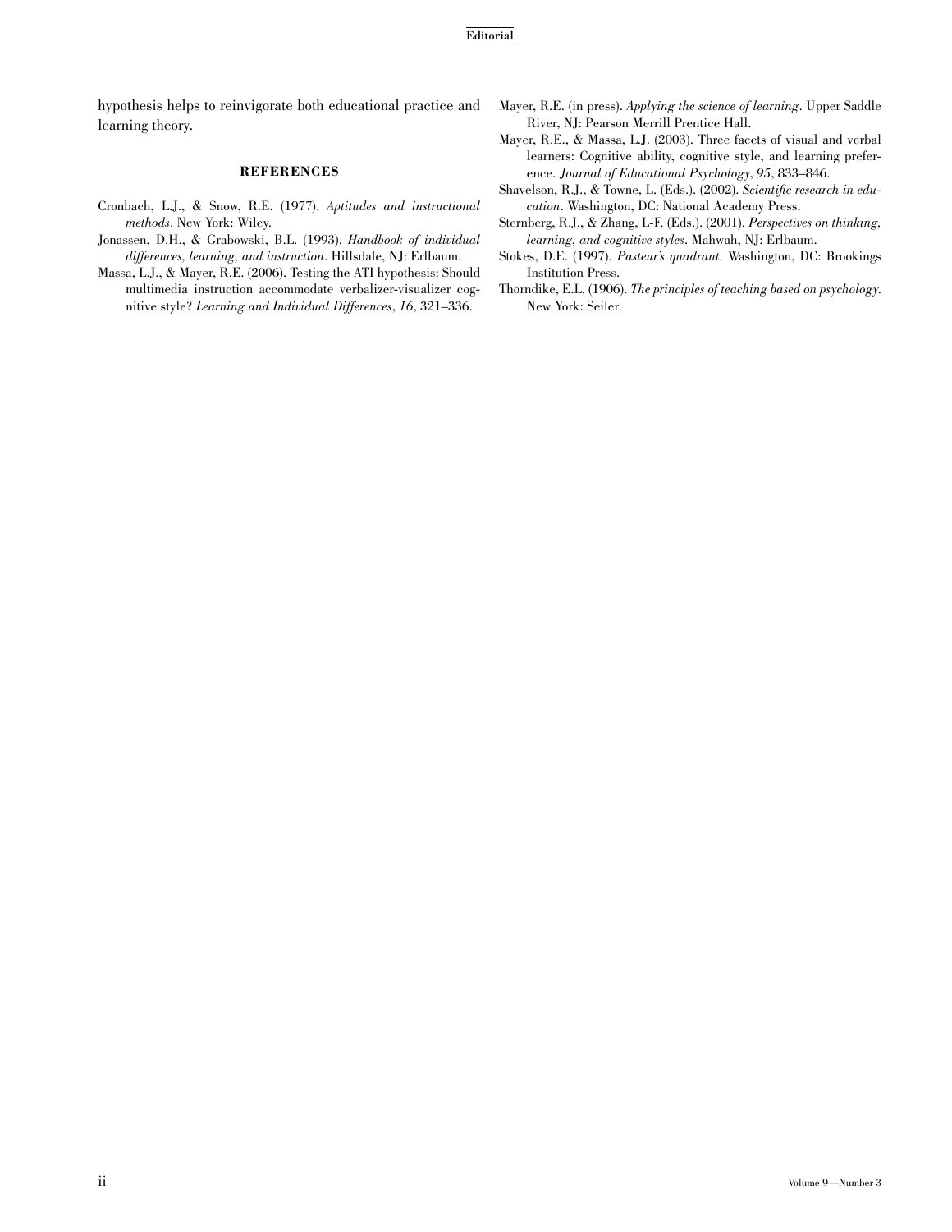hypothesis helps to reinvigorate both educational practice and learning theory.

## REFERENCES

Cronbach, L.J., & Snow, R.E. (1977). *Aptitudes and instructional methods*. New York: Wiley.

Jonassen, D.H., & Grabowski, B.L. (1993). *Handbook of individual differences, learning, and instruction*. Hillsdale, NJ: Erlbaum.

Massa, L.J., & Mayer, R.E. (2006). Testing the ATI hypothesis: Should multimedia instruction accommodate verbalizer-visualizer cognitive style? *Learning and Individual Differences*, *16*, 321–336.

Mayer, R.E. (in press). *Applying the science of learning*. Upper Saddle River, NJ: Pearson Merrill Prentice Hall.

Mayer, R.E., & Massa, L.J. (2003). Three facets of visual and verbal learners: Cognitive ability, cognitive style, and learning preference. *Journal of Educational Psychology*, *95*, 833–846.

Shavelson, R.J., & Towne, L. (Eds.). (2002). *Scientific research in education*. Washington, DC: National Academy Press.

Sternberg, R.J., & Zhang, L-F. (Eds.). (2001). *Perspectives on thinking, learning, and cognitive styles*. Mahwah, NJ: Erlbaum.

Stokes, D.E. (1997). *Pasteur's quadrant*. Washington, DC: Brookings Institution Press.

Thorndike, E.L. (1906). *The principles of teaching based on psychology*. New York: Seiler.